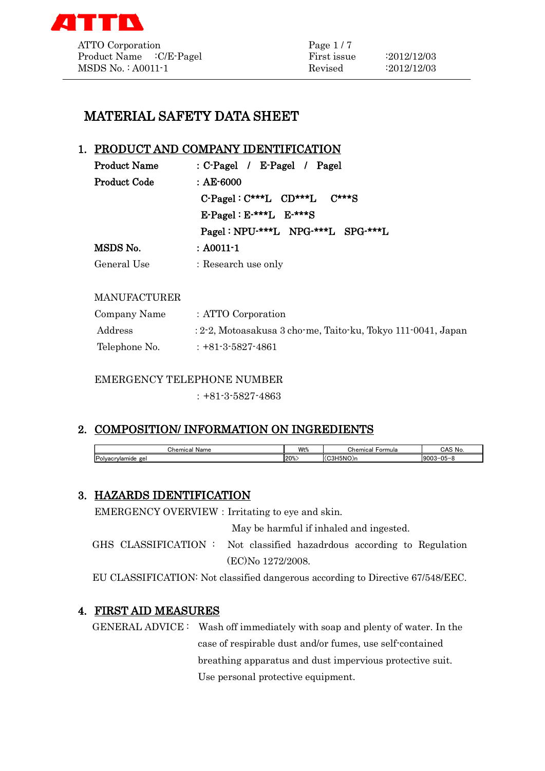# MATERIAL SAFETY DATA SHEET

## 1. PRODUCT AND COMPANY IDENTIFICATION

**Product Name** : C-Pagel / E-Pagel / Pagel

**Product Code** : AE-6000

C-Pagel : C***L CD***L C***S

E-Pagel : E-***L E-***S

Pagel : NPU-***L NPG-***L SPG-***L

**MSDS No.** : A0011-1

General Use : Research use only

MANUFACTURER

Company Name : ATTO Corporation

Address : 2-2, Motoasakusa 3 cho-me, Taito-ku, Tokyo 111-0041, Japan

Telephone No. : +81-3-5827-4861

EMERGENCY TELEPHONE NUMBER

: +81-3-5827-4863

## 2. COMPOSITION/ INFORMATION ON INGREDIENTS

| Chemical Name | Wt% | Chemical Formula | CAS No. |
|---|---|---|---|
| Polyacrylamide gel | 20%> | $(C_3H_5NO)_n$ | 9003-05-8 |

## 3. HAZARDS IDENTIFICATION

EMERGENCY OVERVIEW : Irritating to eye and skin.

May be harmful if inhaled and ingested.

GHS CLASSIFICATION : Not classified hazadrdous according to Regulation (EC)No 1272/2008.

EU CLASSIFICATION: Not classified dangerous according to Directive 67/548/EEC.

## 4. FIRST AID MEASURES

GENERAL ADVICE : Wash off immediately with soap and plenty of water. In the case of respirable dust and/or fumes, use self-contained breathing apparatus and dust impervious protective suit. Use personal protective equipment.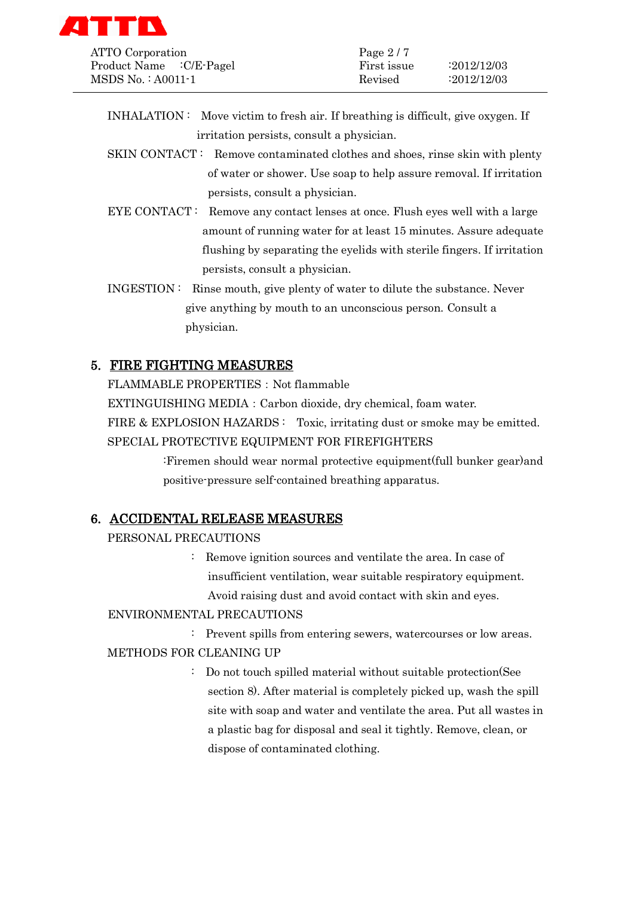INHALATION： Move victim to fresh air. If breathing is difficult, give oxygen. If irritation persists, consult a physician.

SKIN CONTACT： Remove contaminated clothes and shoes, rinse skin with plenty of water or shower. Use soap to help assure removal. If irritation persists, consult a physician.

EYE CONTACT： Remove any contact lenses at once. Flush eyes well with a large amount of running water for at least 15 minutes. Assure adequate flushing by separating the eyelids with sterile fingers. If irritation persists, consult a physician.

INGESTION： Rinse mouth, give plenty of water to dilute the substance. Never give anything by mouth to an unconscious person. Consult a physician.

## 5. FIRE FIGHTING MEASURES

FLAMMABLE PROPERTIES：Not flammable

EXTINGUISHING MEDIA：Carbon dioxide, dry chemical, foam water.

FIRE & EXPLOSION HAZARDS： Toxic, irritating dust or smoke may be emitted.

SPECIAL PROTECTIVE EQUIPMENT FOR FIREFIGHTERS

:Firemen should wear normal protective equipment(full bunker gear)and positive-pressure self-contained breathing apparatus.

## 6. ACCIDENTAL RELEASE MEASURES

PERSONAL PRECAUTIONS

： Remove ignition sources and ventilate the area. In case of insufficient ventilation, wear suitable respiratory equipment. Avoid raising dust and avoid contact with skin and eyes.

ENVIRONMENTAL PRECAUTIONS

： Prevent spills from entering sewers, watercourses or low areas.

METHODS FOR CLEANING UP

： Do not touch spilled material without suitable protection(See section 8). After material is completely picked up, wash the spill site with soap and water and ventilate the area. Put all wastes in a plastic bag for disposal and seal it tightly. Remove, clean, or dispose of contaminated clothing.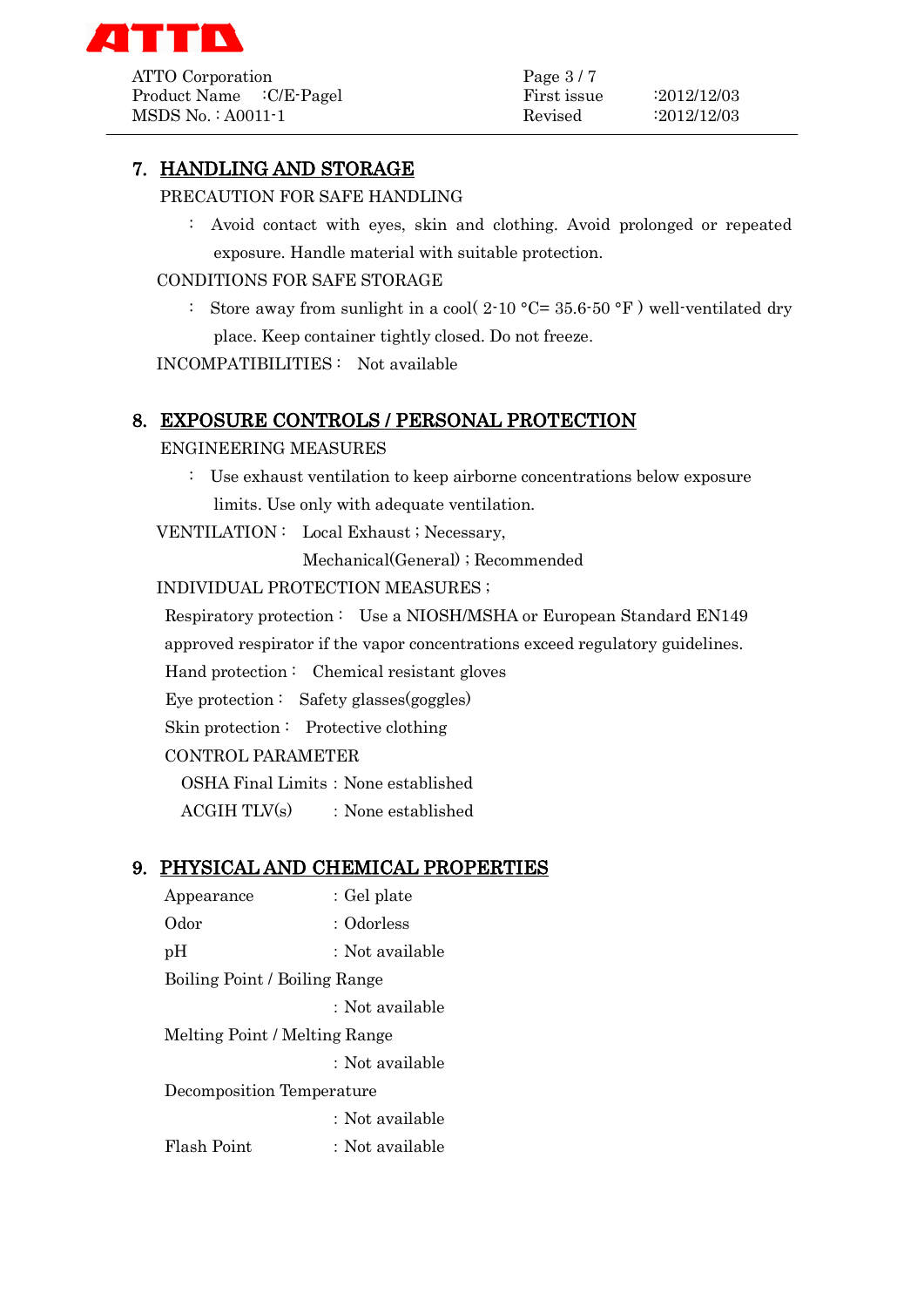## 7. HANDLING AND STORAGE

PRECAUTION FOR SAFE HANDLING

: Avoid contact with eyes, skin and clothing. Avoid prolonged or repeated exposure. Handle material with suitable protection.

CONDITIONS FOR SAFE STORAGE

: Store away from sunlight in a cool( 2-10 °C= 35.6-50 °F ) well-ventilated dry place. Keep container tightly closed. Do not freeze.

INCOMPATIBILITIES : Not available

## 8. EXPOSURE CONTROLS / PERSONAL PROTECTION

ENGINEERING MEASURES

: Use exhaust ventilation to keep airborne concentrations below exposure limits. Use only with adequate ventilation.

VENTILATION : Local Exhaust ; Necessary,
Mechanical(General) ; Recommended

INDIVIDUAL PROTECTION MEASURES ;

Respiratory protection : Use a NIOSH/MSHA or European Standard EN149 approved respirator if the vapor concentrations exceed regulatory guidelines.

Hand protection : Chemical resistant gloves

Eye protection : Safety glasses(goggles)

Skin protection : Protective clothing

CONTROL PARAMETER

OSHA Final Limits : None established

ACGIH TLV(s) : None established

## 9. PHYSICAL AND CHEMICAL PROPERTIES

Appearance : Gel plate

Odor : Odorless

pH : Not available

Boiling Point / Boiling Range : Not available

Melting Point / Melting Range : Not available

Decomposition Temperature : Not available

Flash Point : Not available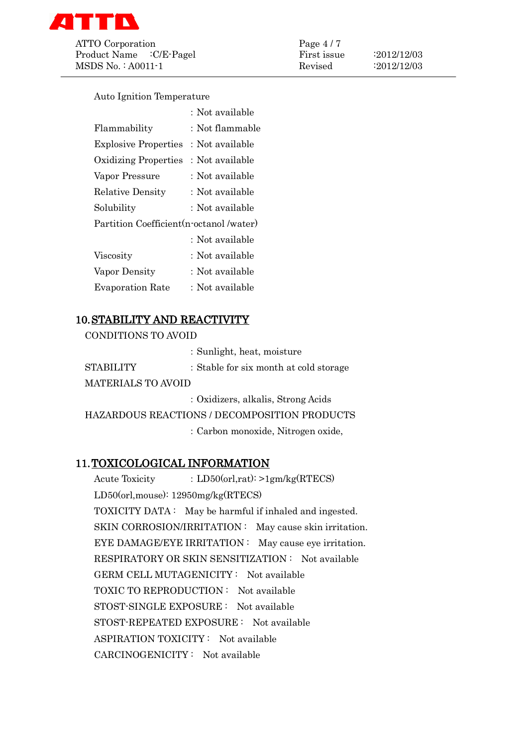Auto Ignition Temperature

: Not available

Flammability : Not flammable

Explosive Properties : Not available

Oxidizing Properties : Not available

Vapor Pressure : Not available

Relative Density : Not available

Solubility : Not available

Partition Coefficient(n-octanol /water)

: Not available

Viscosity : Not available

Vapor Density : Not available

Evaporation Rate : Not available

## 10. STABILITY AND REACTIVITY

CONDITIONS TO AVOID

: Sunlight, heat, moisture

STABILITY : Stable for six month at cold storage

MATERIALS TO AVOID

: Oxidizers, alkalis, Strong Acids

HAZARDOUS REACTIONS / DECOMPOSITION PRODUCTS

: Carbon monoxide, Nitrogen oxide,

## 11. TOXICOLOGICAL INFORMATION

Acute Toxicity : LD50(orl,rat): >1gm/kg(RTECS)

LD50(orl,mouse): 12950mg/kg(RTECS)

TOXICITY DATA : May be harmful if inhaled and ingested.

SKIN CORROSION/IRRITATION : May cause skin irritation.

EYE DAMAGE/EYE IRRITATION : May cause eye irritation.

RESPIRATORY OR SKIN SENSITIZATION : Not available

GERM CELL MUTAGENICITY : Not available

TOXIC TO REPRODUCTION : Not available

STOST-SINGLE EXPOSURE : Not available

STOST-REPEATED EXPOSURE : Not available

ASPIRATION TOXICITY : Not available

CARCINOGENICITY : Not available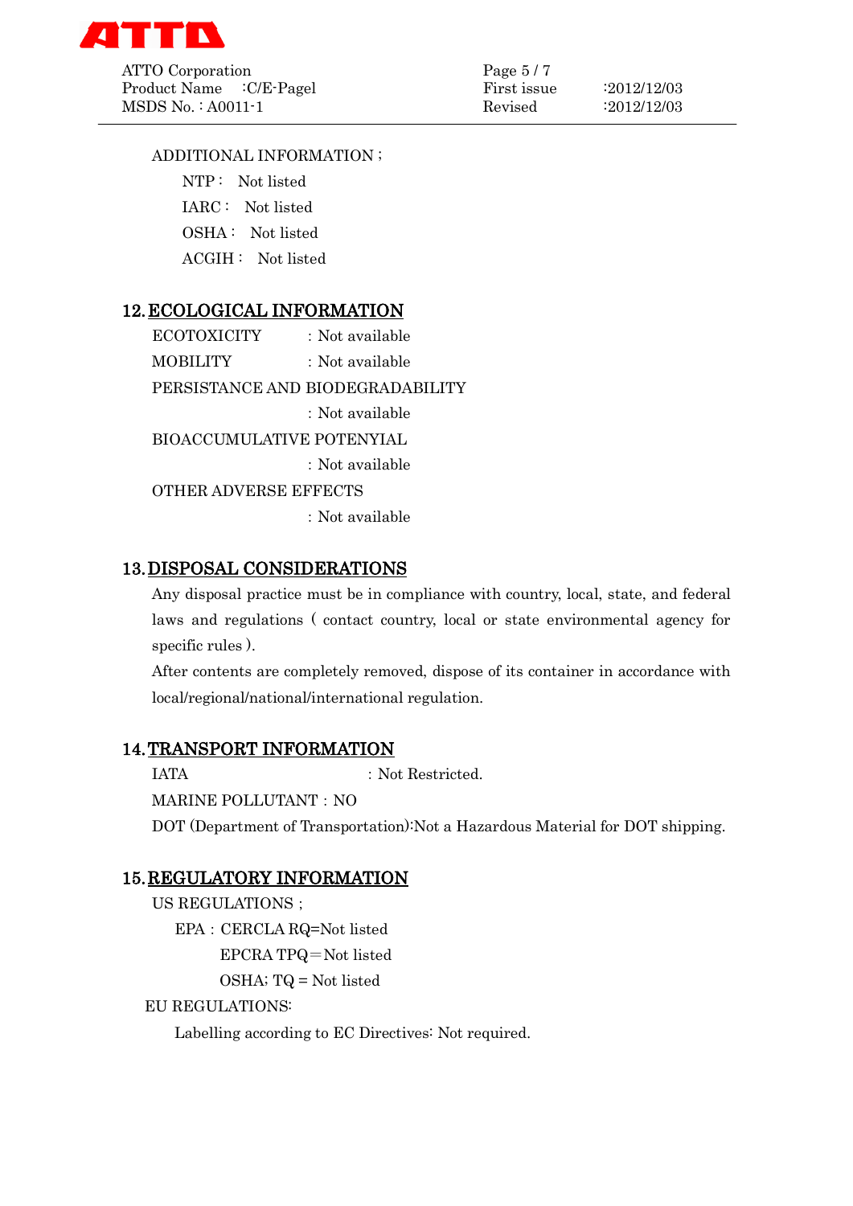ADDITIONAL INFORMATION ;

NTP： Not listed

IARC： Not listed

OSHA： Not listed

ACGIH： Not listed

## 12. ECOLOGICAL INFORMATION

ECOTOXICITY : Not available

MOBILITY : Not available

PERSISTANCE AND BIODEGRADABILITY

: Not available

BIOACCUMULATIVE POTENYIAL

: Not available

OTHER ADVERSE EFFECTS

: Not available

## 13. DISPOSAL CONSIDERATIONS

Any disposal practice must be in compliance with country, local, state, and federal laws and regulations ( contact country, local or state environmental agency for specific rules ).

After contents are completely removed, dispose of its container in accordance with local/regional/national/international regulation.

## 14. TRANSPORT INFORMATION

IATA : Not Restricted.

MARINE POLLUTANT : NO

DOT (Department of Transportation):Not a Hazardous Material for DOT shipping.

## 15. REGULATORY INFORMATION

US REGULATIONS ;

EPA : CERCLA RQ=Not listed

EPCRA TPQ＝Not listed

OSHA; TQ = Not listed

EU REGULATIONS:

Labelling according to EC Directives: Not required.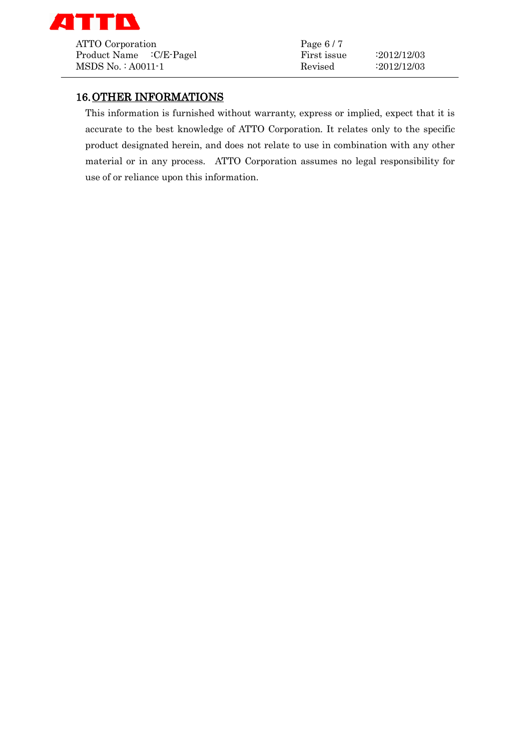## 16. OTHER INFORMATIONS

This information is furnished without warranty, express or implied, expect that it is accurate to the best knowledge of ATTO Corporation. It relates only to the specific product designated herein, and does not relate to use in combination with any other material or in any process. ATTO Corporation assumes no legal responsibility for use of or reliance upon this information.